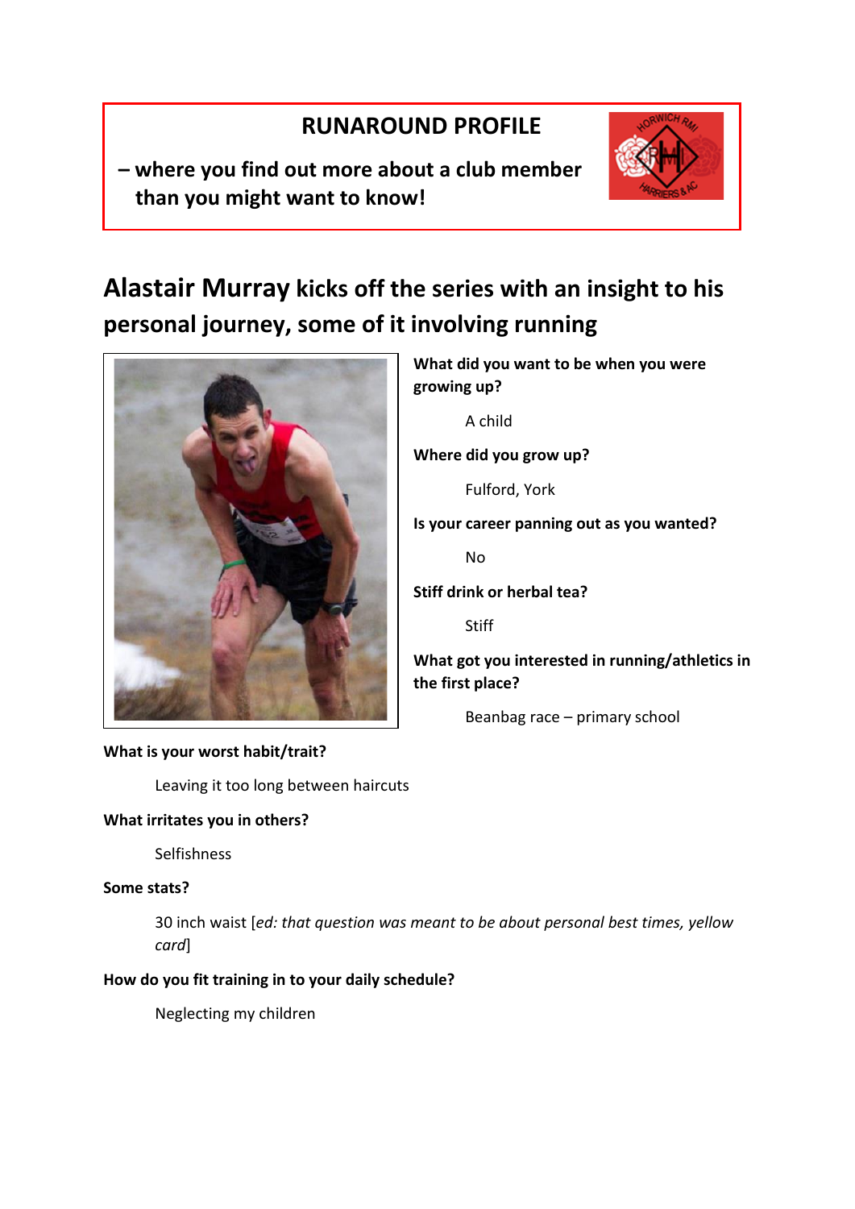# RUNAROUND PROFILE

**– where you find out more about a club member than you might want to know!**

## Alastair Murray kicks off the series with an insight to his personal journey, some of it involving running

**What did you want to be when you were growing up?**

A child

**Where did you grow up?**

Fulford, York

**Is your career panning out as you wanted?**

No

**Stiff drink or herbal tea?**

Stiff

**What got you interested in running/athletics in the first place?**

Beanbag race – primary school

**What is your worst habit/trait?**

Leaving it too long between haircuts

**What irritates you in others?**

Selfishness

**Some stats?**

30 inch waist [*ed: that question was meant to be about personal best times, yellow card*]

**How do you fit training in to your daily schedule?**

Neglecting my children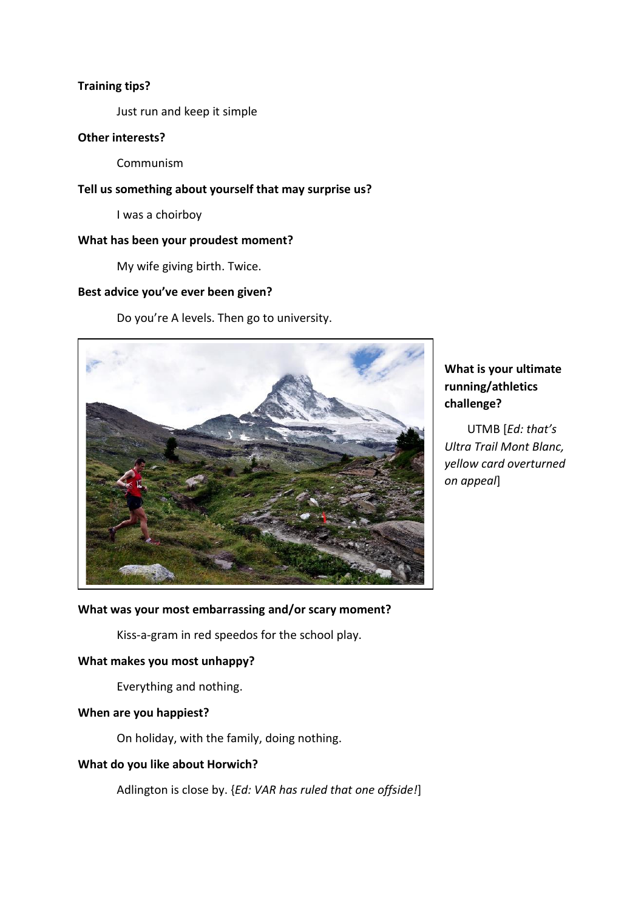**Training tips?**

Just run and keep it simple

**Other interests?**

Communism

**Tell us something about yourself that may surprise us?**

I was a choirboy

**What has been your proudest moment?**

My wife giving birth. Twice.

**Best advice you've ever been given?**

Do you're A levels. Then go to university.

**What is your ultimate running/athletics challenge?**

UTMB [*Ed: that's Ultra Trail Mont Blanc, yellow card overturned on appeal*]

**What was your most embarrassing and/or scary moment?**

Kiss-a-gram in red speedos for the school play.

**What makes you most unhappy?**

Everything and nothing.

**When are you happiest?**

On holiday, with the family, doing nothing.

**What do you like about Horwich?**

Adlington is close by. {*Ed: VAR has ruled that one offside!*]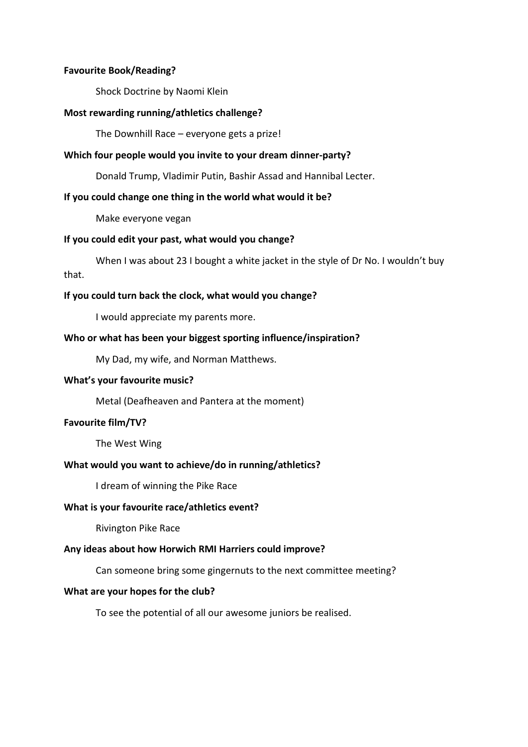**Favourite Book/Reading?**

Shock Doctrine by Naomi Klein

**Most rewarding running/athletics challenge?**

The Downhill Race – everyone gets a prize!

**Which four people would you invite to your dream dinner-party?**

Donald Trump, Vladimir Putin, Bashir Assad and Hannibal Lecter.

**If you could change one thing in the world what would it be?**

Make everyone vegan

**If you could edit your past, what would you change?**

When I was about 23 I bought a white jacket in the style of Dr No. I wouldn't buy that.

**If you could turn back the clock, what would you change?**

I would appreciate my parents more.

**Who or what has been your biggest sporting influence/inspiration?**

My Dad, my wife, and Norman Matthews.

**What's your favourite music?**

Metal (Deafheaven and Pantera at the moment)

**Favourite film/TV?**

The West Wing

**What would you want to achieve/do in running/athletics?**

I dream of winning the Pike Race

**What is your favourite race/athletics event?**

Rivington Pike Race

**Any ideas about how Horwich RMI Harriers could improve?**

Can someone bring some gingernuts to the next committee meeting?

**What are your hopes for the club?**

To see the potential of all our awesome juniors be realised.